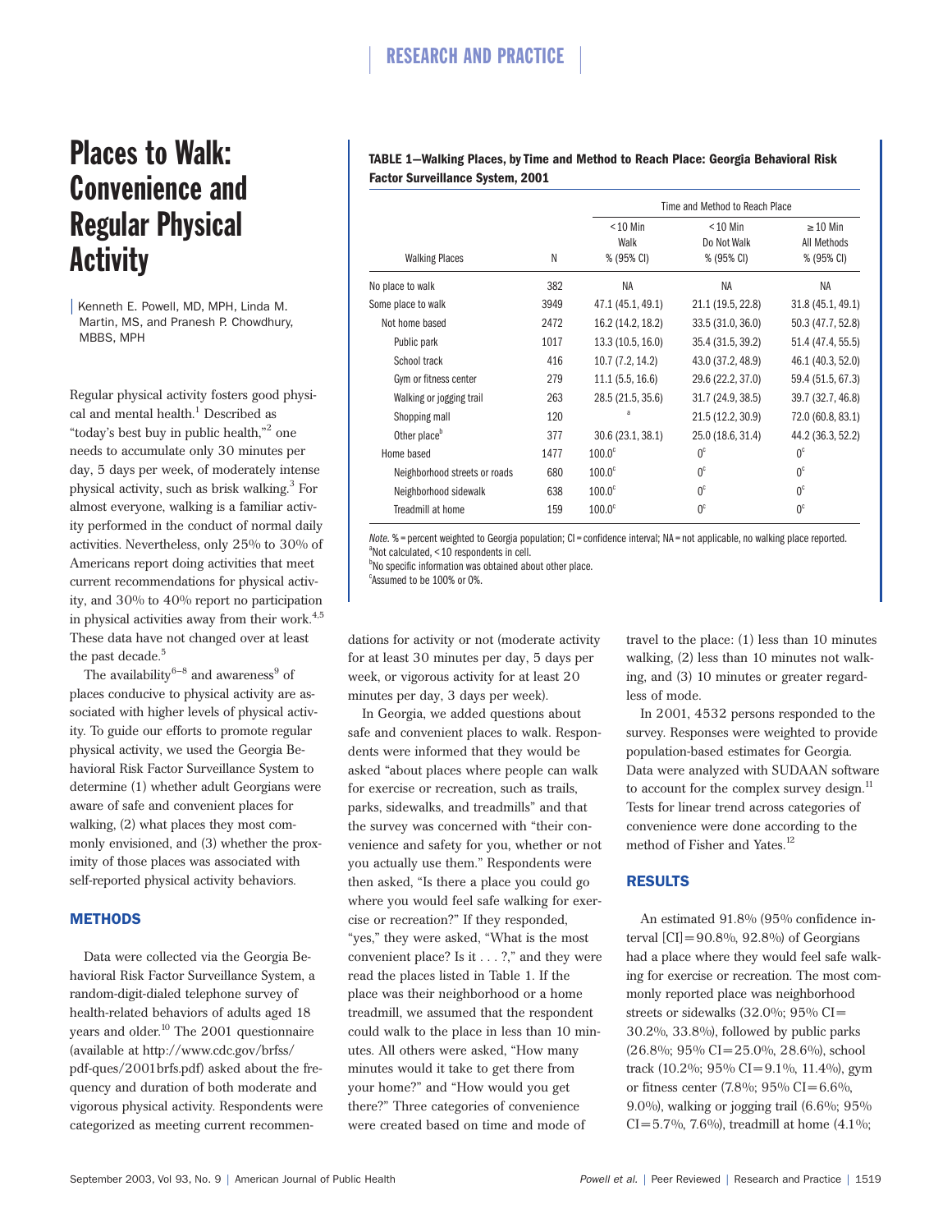# Places to Walk: Convenience and Regular Physical Activity

Kenneth E. Powell, MD, MPH, Linda M. Martin, MS, and Pranesh P. Chowdhury, MBBS, MPH

Regular physical activity fosters good physical and mental health.[1] Described as "today's best buy in public health,"[2] one needs to accumulate only 30 minutes per day, 5 days per week, of moderately intense physical activity, such as brisk walking.[3] For almost everyone, walking is a familiar activity performed in the conduct of normal daily activities. Nevertheless, only 25% to 30% of Americans report doing activities that meet current recommendations for physical activity, and 30% to 40% report no participation in physical activities away from their work.[4,5] These data have not changed over at least the past decade.[5]

The availability[6–8] and awareness[9] of places conducive to physical activity are associated with higher levels of physical activity. To guide our efforts to promote regular physical activity, we used the Georgia Behavioral Risk Factor Surveillance System to determine (1) whether adult Georgians were aware of safe and convenient places for walking, (2) what places they most commonly envisioned, and (3) whether the proximity of those places was associated with self-reported physical activity behaviors.

## METHODS

Data were collected via the Georgia Behavioral Risk Factor Surveillance System, a random-digit-dialed telephone survey of health-related behaviors of adults aged 18 years and older.[10] The 2001 questionnaire (available at http://www.cdc.gov/brfss/pdf-ques/2001brfs.pdf) asked about the frequency and duration of both moderate and vigorous physical activity. Respondents were categorized as meeting current recommendations for activity or not (moderate activity for at least 30 minutes per day, 5 days per week, or vigorous activity for at least 20 minutes per day, 3 days per week).

In Georgia, we added questions about safe and convenient places to walk. Respondents were informed that they would be asked "about places where people can walk for exercise or recreation, such as trails, parks, sidewalks, and treadmills" and that the survey was concerned with "their convenience and safety for you, whether or not you actually use them." Respondents were then asked, "Is there a place you could go where you would feel safe walking for exercise or recreation?" If they responded, "yes," they were asked, "What is the most convenient place? Is it . . . ?," and they were read the places listed in Table 1. If the place was their neighborhood or a home treadmill, we assumed that the respondent could walk to the place in less than 10 minutes. All others were asked, "How many minutes would it take to get there from your home?" and "How would you get there?" Three categories of convenience were created based on time and mode of travel to the place: (1) less than 10 minutes walking, (2) less than 10 minutes not walking, and (3) 10 minutes or greater regardless of mode.

In 2001, 4532 persons responded to the survey. Responses were weighted to provide population-based estimates for Georgia. Data were analyzed with SUDAAN software to account for the complex survey design.[11] Tests for linear trend across categories of convenience were done according to the method of Fisher and Yates.[12]

**TABLE 1—Walking Places, by Time and Method to Reach Place: Georgia Behavioral Risk Factor Surveillance System, 2001**

| | | Time and Method to Reach Place | | |
|---|---|---|---|---|
| Walking Places | N | < 10 Min Walk % (95% CI) | < 10 Min Do Not Walk % (95% CI) | ≥ 10 Min All Methods % (95% CI) |
| No place to walk | 382 | NA | NA | NA |
| Some place to walk | 3949 | 47.1 (45.1, 49.1) | 21.1 (19.5, 22.8) | 31.8 (45.1, 49.1) |
| Not home based | 2472 | 16.2 (14.2, 18.2) | 33.5 (31.0, 36.0) | 50.3 (47.7, 52.8) |
| Public park | 1017 | 13.3 (10.5, 16.0) | 35.4 (31.5, 39.2) | 51.4 (47.4, 55.5) |
| School track | 416 | 10.7 (7.2, 14.2) | 43.0 (37.2, 48.9) | 46.1 (40.3, 52.0) |
| Gym or fitness center | 279 | 11.1 (5.5, 16.6) | 29.6 (22.2, 37.0) | 59.4 (51.5, 67.3) |
| Walking or jogging trail | 263 | 28.5 (21.5, 35.6) | 31.7 (24.9, 38.5) | 39.7 (32.7, 46.8) |
| Shopping mall | 120 | [a] | 21.5 (12.2, 30.9) | 72.0 (60.8, 83.1) |
| Other place[b] | 377 | 30.6 (23.1, 38.1) | 25.0 (18.6, 31.4) | 44.2 (36.3, 52.2) |
| Home based | 1477 | 100.0[c] | 0[c] | 0[c] |
| Neighborhood streets or roads | 680 | 100.0[c] | 0[c] | 0[c] |
| Neighborhood sidewalk | 638 | 100.0[c] | 0[c] | 0[c] |
| Treadmill at home | 159 | 100.0[c] | 0[c] | 0[c] |

*Note.* % = percent weighted to Georgia population; CI = confidence interval; NA = not applicable, no walking place reported.
[a]Not calculated, < 10 respondents in cell.
[b]No specific information was obtained about other place.
[c]Assumed to be 100% or 0%.

## RESULTS

An estimated 91.8% (95% confidence interval [CI] = 90.8%, 92.8%) of Georgians had a place where they would feel safe walking for exercise or recreation. The most commonly reported place was neighborhood streets or sidewalks (32.0%; 95% CI = 30.2%, 33.8%), followed by public parks (26.8%; 95% CI = 25.0%, 28.6%), school track (10.2%; 95% CI = 9.1%, 11.4%), gym or fitness center (7.8%; 95% CI = 6.6%, 9.0%), walking or jogging trail (6.6%; 95% CI = 5.7%, 7.6%), treadmill at home (4.1%;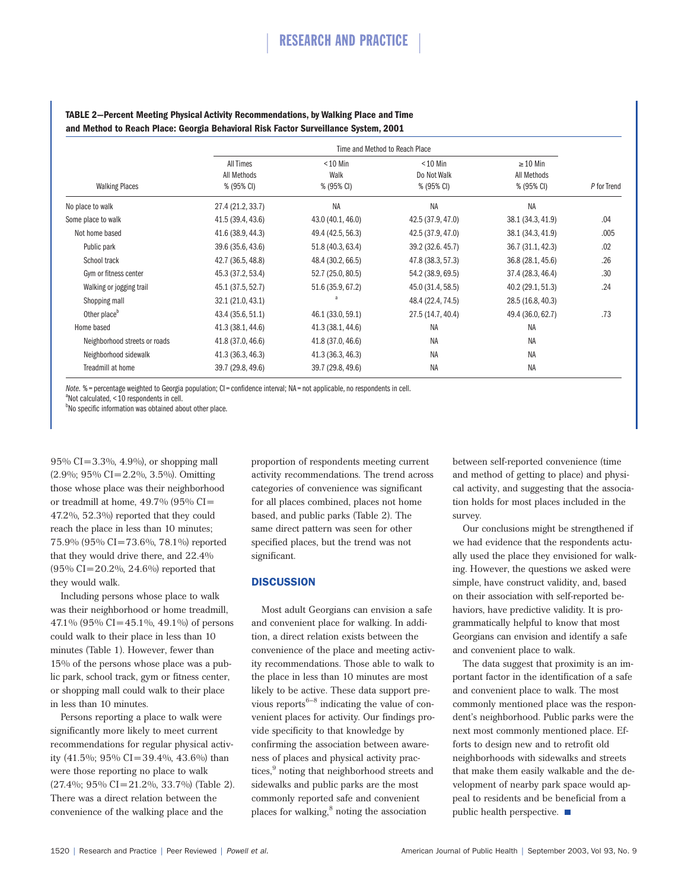**TABLE 2—Percent Meeting Physical Activity Recommendations, by Walking Place and Time and Method to Reach Place: Georgia Behavioral Risk Factor Surveillance System, 2001**

| | Time and Method to Reach Place | | | | |
|---|---|---|---|---|---|
| Walking Places | All Times All Methods % (95% CI) | <10 Min Walk % (95% CI) | <10 Min Do Not Walk % (95% CI) | ≥10 Min All Methods % (95% CI) | *P* for Trend |
| No place to walk | 27.4 (21.2, 33.7) | NA | NA | NA | |
| Some place to walk | 41.5 (39.4, 43.6) | 43.0 (40.1, 46.0) | 42.5 (37.9, 47.0) | 38.1 (34.3, 41.9) | .04 |
| Not home based | 41.6 (38.9, 44.3) | 49.4 (42.5, 56.3) | 42.5 (37.9, 47.0) | 38.1 (34.3, 41.9) | .005 |
| Public park | 39.6 (35.6, 43.6) | 51.8 (40.3, 63.4) | 39.2 (32.6. 45.7) | 36.7 (31.1, 42.3) | .02 |
| School track | 42.7 (36.5, 48.8) | 48.4 (30.2, 66.5) | 47.8 (38.3, 57.3) | 36.8 (28.1, 45.6) | .26 |
| Gym or fitness center | 45.3 (37.2, 53.4) | 52.7 (25.0, 80.5) | 54.2 (38.9, 69.5) | 37.4 (28.3, 46.4) | .30 |
| Walking or jogging trail | 45.1 (37.5, 52.7) | 51.6 (35.9, 67.2) | 45.0 (31.4, 58.5) | 40.2 (29.1, 51.3) | .24 |
| Shopping mall | 32.1 (21.0, 43.1) | [a] | 48.4 (22.4, 74.5) | 28.5 (16.8, 40.3) | |
| Other place[b] | 43.4 (35.6, 51.1) | 46.1 (33.0, 59.1) | 27.5 (14.7, 40.4) | 49.4 (36.0, 62.7) | .73 |
| Home based | 41.3 (38.1, 44.6) | 41.3 (38.1, 44.6) | NA | NA | |
| Neighborhood streets or roads | 41.8 (37.0, 46.6) | 41.8 (37.0, 46.6) | NA | NA | |
| Neighborhood sidewalk | 41.3 (36.3, 46.3) | 41.3 (36.3, 46.3) | NA | NA | |
| Treadmill at home | 39.7 (29.8, 49.6) | 39.7 (29.8, 49.6) | NA | NA | |

*Note.* % = percentage weighted to Georgia population; CI = confidence interval; NA = not applicable, no respondents in cell.
[a]Not calculated, < 10 respondents in cell.
[b]No specific information was obtained about other place.

95% CI=3.3%, 4.9%), or shopping mall (2.9%; 95% CI=2.2%, 3.5%). Omitting those whose place was their neighborhood or treadmill at home, 49.7% (95% CI=47.2%, 52.3%) reported that they could reach the place in less than 10 minutes; 75.9% (95% CI=73.6%, 78.1%) reported that they would drive there, and 22.4% (95% CI=20.2%, 24.6%) reported that they would walk.

Including persons whose place to walk was their neighborhood or home treadmill, 47.1% (95% CI=45.1%, 49.1%) of persons could walk to their place in less than 10 minutes (Table 1). However, fewer than 15% of the persons whose place was a public park, school track, gym or fitness center, or shopping mall could walk to their place in less than 10 minutes.

Persons reporting a place to walk were significantly more likely to meet current recommendations for regular physical activity (41.5%; 95% CI=39.4%, 43.6%) than were those reporting no place to walk (27.4%; 95% CI=21.2%, 33.7%) (Table 2). There was a direct relation between the convenience of the walking place and the proportion of respondents meeting current activity recommendations. The trend across categories of convenience was significant for all places combined, places not home based, and public parks (Table 2). The same direct pattern was seen for other specified places, but the trend was not significant.

## DISCUSSION

Most adult Georgians can envision a safe and convenient place for walking. In addition, a direct relation exists between the convenience of the place and meeting activity recommendations. Those able to walk to the place in less than 10 minutes are most likely to be active. These data support previous reports[6–8] indicating the value of convenient places for activity. Our findings provide specificity to that knowledge by confirming the association between awareness of places and physical activity practices,[9] noting that neighborhood streets and sidewalks and public parks are the most commonly reported safe and convenient places for walking,[8] noting the association between self-reported convenience (time and method of getting to place) and physical activity, and suggesting that the association holds for most places included in the survey.

Our conclusions might be strengthened if we had evidence that the respondents actually used the place they envisioned for walking. However, the questions we asked were simple, have construct validity, and, based on their association with self-reported behaviors, have predictive validity. It is programmatically helpful to know that most Georgians can envision and identify a safe and convenient place to walk.

The data suggest that proximity is an important factor in the identification of a safe and convenient place to walk. The most commonly mentioned place was the respondent's neighborhood. Public parks were the next most commonly mentioned place. Efforts to design new and to retrofit old neighborhoods with sidewalks and streets that make them easily walkable and the development of nearby park space would appeal to residents and be beneficial from a public health perspective. ■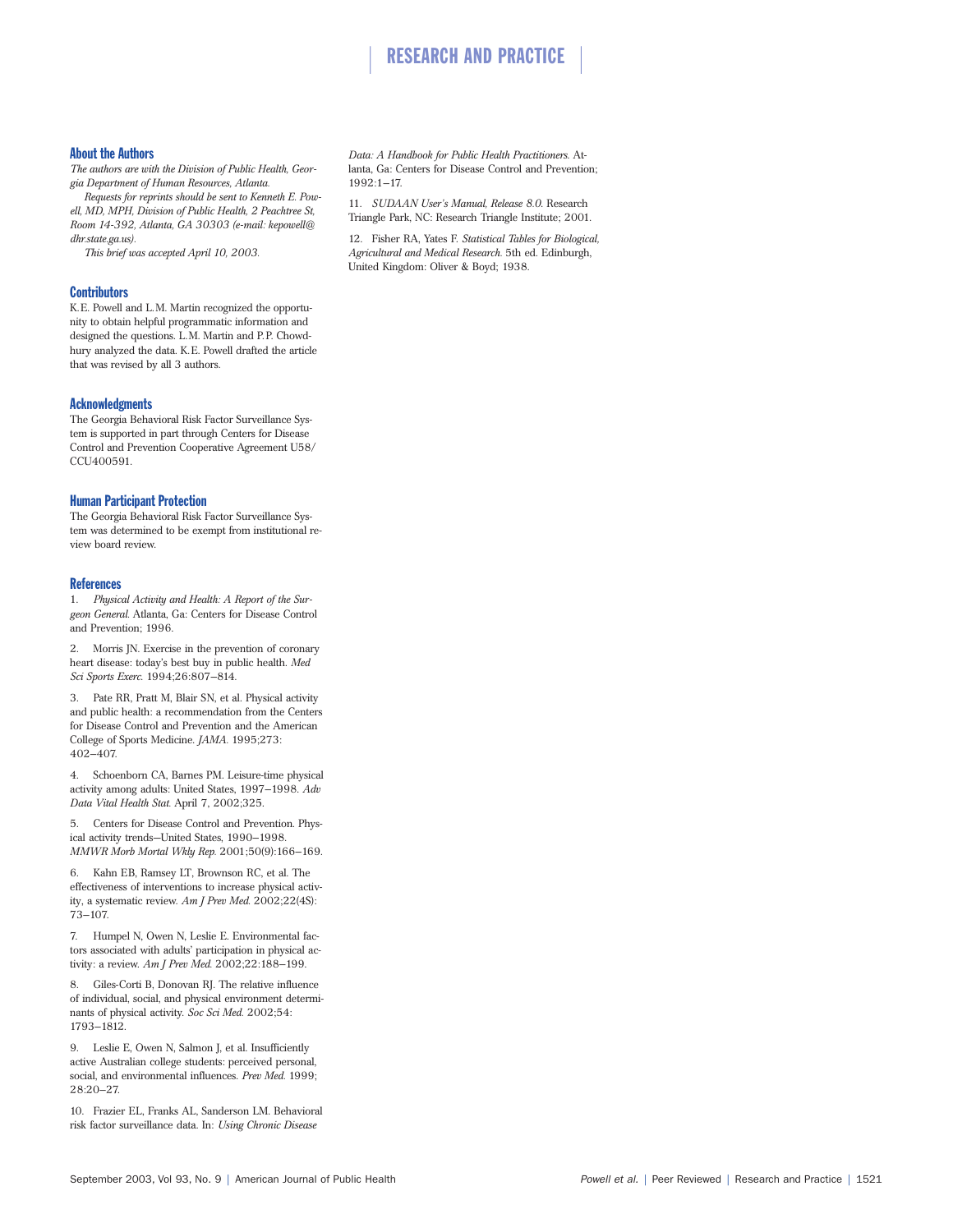## About the Authors

*The authors are with the Division of Public Health, Georgia Department of Human Resources, Atlanta.*

*Requests for reprints should be sent to Kenneth E. Powell, MD, MPH, Division of Public Health, 2 Peachtree St, Room 14-392, Atlanta, GA 30303 (e-mail: kepowell@dhr.state.ga.us).*

*This brief was accepted April 10, 2003.*

## Contributors

K.E. Powell and L.M. Martin recognized the opportunity to obtain helpful programmatic information and designed the questions. L.M. Martin and P.P. Chowdhury analyzed the data. K.E. Powell drafted the article that was revised by all 3 authors.

## Acknowledgments

The Georgia Behavioral Risk Factor Surveillance System is supported in part through Centers for Disease Control and Prevention Cooperative Agreement U58/CCU400591.

## Human Participant Protection

The Georgia Behavioral Risk Factor Surveillance System was determined to be exempt from institutional review board review.

## References

1. *Physical Activity and Health: A Report of the Surgeon General.* Atlanta, Ga: Centers for Disease Control and Prevention; 1996.

2. Morris JN. Exercise in the prevention of coronary heart disease: today's best buy in public health. *Med Sci Sports Exerc.* 1994;26:807–814.

3. Pate RR, Pratt M, Blair SN, et al. Physical activity and public health: a recommendation from the Centers for Disease Control and Prevention and the American College of Sports Medicine. *JAMA.* 1995;273:402–407.

4. Schoenborn CA, Barnes PM. Leisure-time physical activity among adults: United States, 1997–1998. *Adv Data Vital Health Stat.* April 7, 2002;325.

5. Centers for Disease Control and Prevention. Physical activity trends—United States, 1990–1998. *MMWR Morb Mortal Wkly Rep.* 2001;50(9):166–169.

6. Kahn EB, Ramsey LT, Brownson RC, et al. The effectiveness of interventions to increase physical activity, a systematic review. *Am J Prev Med.* 2002;22(4S):73–107.

7. Humpel N, Owen N, Leslie E. Environmental factors associated with adults' participation in physical activity: a review. *Am J Prev Med.* 2002;22:188–199.

8. Giles-Corti B, Donovan RJ. The relative influence of individual, social, and physical environment determinants of physical activity. *Soc Sci Med.* 2002;54:1793–1812.

9. Leslie E, Owen N, Salmon J, et al. Insufficiently active Australian college students: perceived personal, social, and environmental influences. *Prev Med.* 1999;28:20–27.

10. Frazier EL, Franks AL, Sanderson LM. Behavioral risk factor surveillance data. In: *Using Chronic Disease Data: A Handbook for Public Health Practitioners.* Atlanta, Ga: Centers for Disease Control and Prevention; 1992:1–17.

11. *SUDAAN User's Manual, Release 8.0.* Research Triangle Park, NC: Research Triangle Institute; 2001.

12. Fisher RA, Yates F. *Statistical Tables for Biological, Agricultural and Medical Research.* 5th ed. Edinburgh, United Kingdom: Oliver & Boyd; 1938.